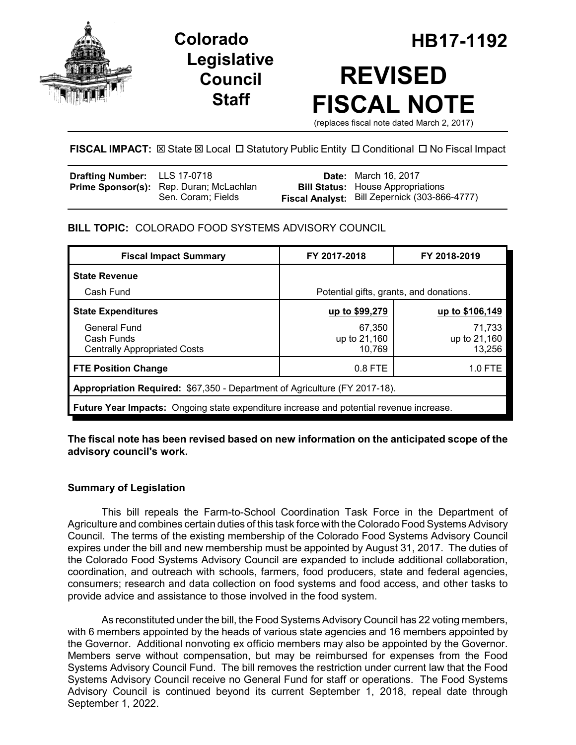# Colorado Legislative Council Staff

# HB17-1192

# REVISED FISCAL NOTE

(replaces fiscal note dated March 2, 2017)

**FISCAL IMPACT:** ☒ State ☒ Local ☐ Statutory Public Entity ☐ Conditional ☐ No Fiscal Impact

| | | | |
|---|---|---|---|
| **Drafting Number:** | LLS 17-0718 | **Date:** | March 16, 2017 |
| **Prime Sponsor(s):** | Rep. Duran; McLachlan<br>Sen. Coram; Fields | **Bill Status:** | House Appropriations |
| | | **Fiscal Analyst:** | Bill Zepernick (303-866-4777) |

**BILL TOPIC:** COLORADO FOOD SYSTEMS ADVISORY COUNCIL

| Fiscal Impact Summary | FY 2017-2018 | FY 2018-2019 |
|---|---|---|
| **State Revenue** | | |
| Cash Fund | Potential gifts, grants, and donations. | |
| **State Expenditures** | **up to $99,279** | **up to $106,149** |
| General Fund | 67,350 | 71,733 |
| Cash Funds | up to 21,160 | up to 21,160 |
| Centrally Appropriated Costs | 10,769 | 13,256 |
| **FTE Position Change** | 0.8 FTE | 1.0 FTE |
| **Appropriation Required:** $67,350 - Department of Agriculture (FY 2017-18). | | |
| **Future Year Impacts:** Ongoing state expenditure increase and potential revenue increase. | | |

**The fiscal note has been revised based on new information on the anticipated scope of the advisory council's work.**

## Summary of Legislation

This bill repeals the Farm-to-School Coordination Task Force in the Department of Agriculture and combines certain duties of this task force with the Colorado Food Systems Advisory Council. The terms of the existing membership of the Colorado Food Systems Advisory Council expires under the bill and new membership must be appointed by August 31, 2017. The duties of the Colorado Food Systems Advisory Council are expanded to include additional collaboration, coordination, and outreach with schools, farmers, food producers, state and federal agencies, consumers; research and data collection on food systems and food access, and other tasks to provide advice and assistance to those involved in the food system.

As reconstituted under the bill, the Food Systems Advisory Council has 22 voting members, with 6 members appointed by the heads of various state agencies and 16 members appointed by the Governor. Additional nonvoting ex officio members may also be appointed by the Governor. Members serve without compensation, but may be reimbursed for expenses from the Food Systems Advisory Council Fund. The bill removes the restriction under current law that the Food Systems Advisory Council receive no General Fund for staff or operations. The Food Systems Advisory Council is continued beyond its current September 1, 2018, repeal date through September 1, 2022.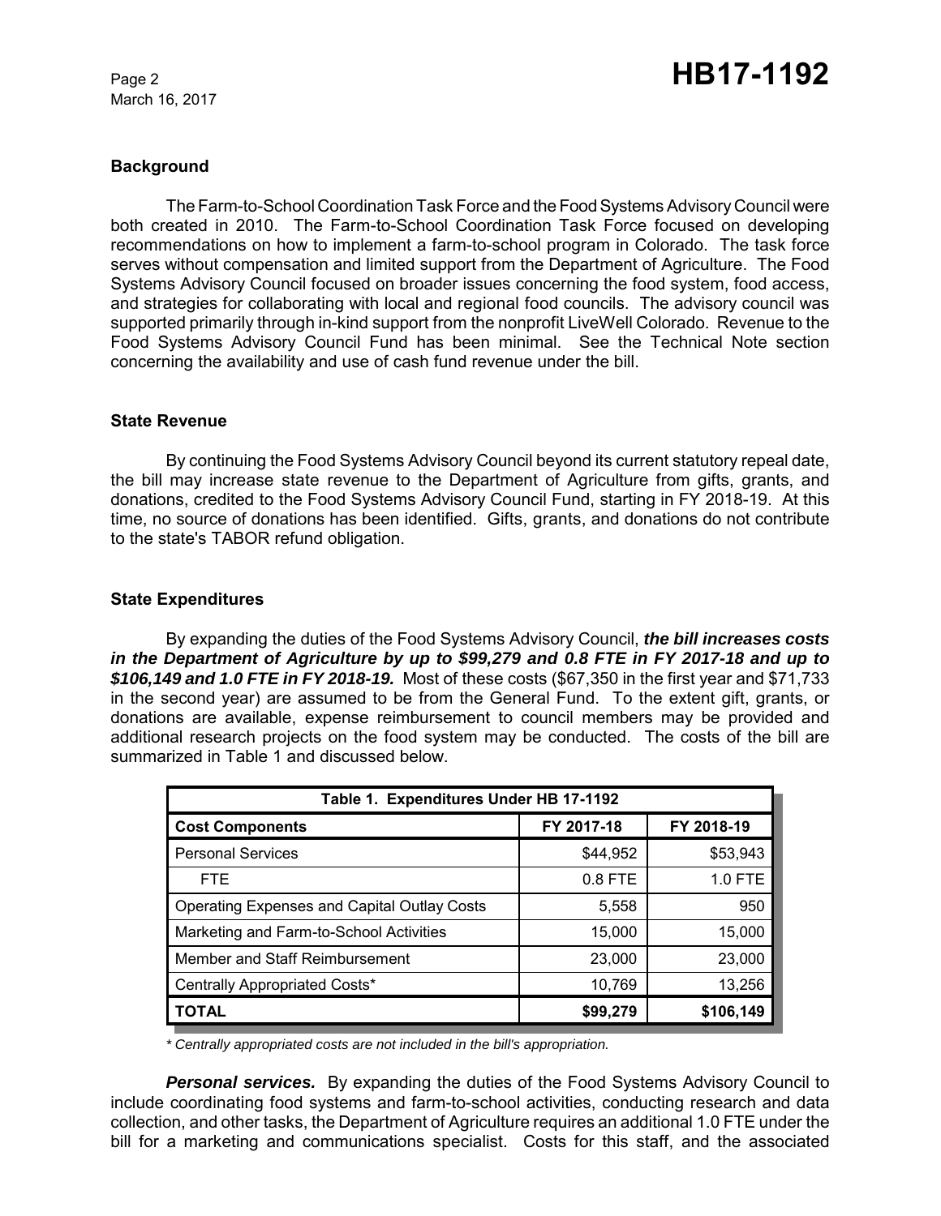### Background

The Farm-to-School Coordination Task Force and the Food Systems Advisory Council were both created in 2010. The Farm-to-School Coordination Task Force focused on developing recommendations on how to implement a farm-to-school program in Colorado. The task force serves without compensation and limited support from the Department of Agriculture. The Food Systems Advisory Council focused on broader issues concerning the food system, food access, and strategies for collaborating with local and regional food councils. The advisory council was supported primarily through in-kind support from the nonprofit LiveWell Colorado. Revenue to the Food Systems Advisory Council Fund has been minimal. See the Technical Note section concerning the availability and use of cash fund revenue under the bill.

### State Revenue

By continuing the Food Systems Advisory Council beyond its current statutory repeal date, the bill may increase state revenue to the Department of Agriculture from gifts, grants, and donations, credited to the Food Systems Advisory Council Fund, starting in FY 2018-19. At this time, no source of donations has been identified. Gifts, grants, and donations do not contribute to the state's TABOR refund obligation.

### State Expenditures

By expanding the duties of the Food Systems Advisory Council, ***the bill increases costs in the Department of Agriculture by up to $99,279 and 0.8 FTE in FY 2017-18 and up to $106,149 and 1.0 FTE in FY 2018-19.*** Most of these costs ($67,350 in the first year and $71,733 in the second year) are assumed to be from the General Fund. To the extent gift, grants, or donations are available, expense reimbursement to council members may be provided and additional research projects on the food system may be conducted. The costs of the bill are summarized in Table 1 and discussed below.

| Table 1. Expenditures Under HB 17-1192 | | |
|---|---|---|
| **Cost Components** | **FY 2017-18** | **FY 2018-19** |
| Personal Services | $44,952 | $53,943 |
| FTE | 0.8 FTE | 1.0 FTE |
| Operating Expenses and Capital Outlay Costs | 5,558 | 950 |
| Marketing and Farm-to-School Activities | 15,000 | 15,000 |
| Member and Staff Reimbursement | 23,000 | 23,000 |
| Centrally Appropriated Costs* | 10,769 | 13,256 |
| **TOTAL** | **$99,279** | **$106,149** |

*\* Centrally appropriated costs are not included in the bill's appropriation.*

***Personal services.*** By expanding the duties of the Food Systems Advisory Council to include coordinating food systems and farm-to-school activities, conducting research and data collection, and other tasks, the Department of Agriculture requires an additional 1.0 FTE under the bill for a marketing and communications specialist. Costs for this staff, and the associated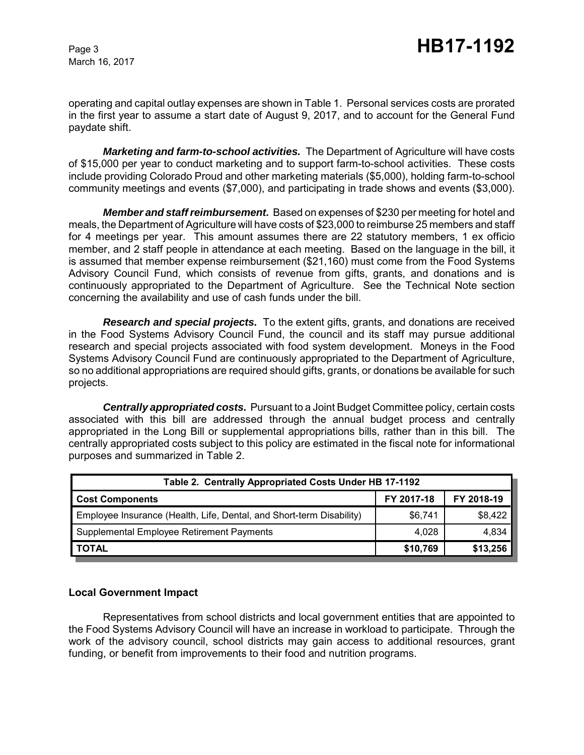operating and capital outlay expenses are shown in Table 1. Personal services costs are prorated in the first year to assume a start date of August 9, 2017, and to account for the General Fund paydate shift.

***Marketing and farm-to-school activities.*** The Department of Agriculture will have costs of $15,000 per year to conduct marketing and to support farm-to-school activities. These costs include providing Colorado Proud and other marketing materials ($5,000), holding farm-to-school community meetings and events ($7,000), and participating in trade shows and events ($3,000).

***Member and staff reimbursement.*** Based on expenses of $230 per meeting for hotel and meals, the Department of Agriculture will have costs of $23,000 to reimburse 25 members and staff for 4 meetings per year. This amount assumes there are 22 statutory members, 1 ex officio member, and 2 staff people in attendance at each meeting. Based on the language in the bill, it is assumed that member expense reimbursement ($21,160) must come from the Food Systems Advisory Council Fund, which consists of revenue from gifts, grants, and donations and is continuously appropriated to the Department of Agriculture. See the Technical Note section concerning the availability and use of cash funds under the bill.

***Research and special projects.*** To the extent gifts, grants, and donations are received in the Food Systems Advisory Council Fund, the council and its staff may pursue additional research and special projects associated with food system development. Moneys in the Food Systems Advisory Council Fund are continuously appropriated to the Department of Agriculture, so no additional appropriations are required should gifts, grants, or donations be available for such projects.

***Centrally appropriated costs.*** Pursuant to a Joint Budget Committee policy, certain costs associated with this bill are addressed through the annual budget process and centrally appropriated in the Long Bill or supplemental appropriations bills, rather than in this bill. The centrally appropriated costs subject to this policy are estimated in the fiscal note for informational purposes and summarized in Table 2.

| Table 2. Centrally Appropriated Costs Under HB 17-1192 | | |
|---|---|---|
| **Cost Components** | **FY 2017-18** | **FY 2018-19** |
| Employee Insurance (Health, Life, Dental, and Short-term Disability) | $6,741 | $8,422 |
| Supplemental Employee Retirement Payments | 4,028 | 4,834 |
| **TOTAL** | **$10,769** | **$13,256** |

**Local Government Impact**

Representatives from school districts and local government entities that are appointed to the Food Systems Advisory Council will have an increase in workload to participate. Through the work of the advisory council, school districts may gain access to additional resources, grant funding, or benefit from improvements to their food and nutrition programs.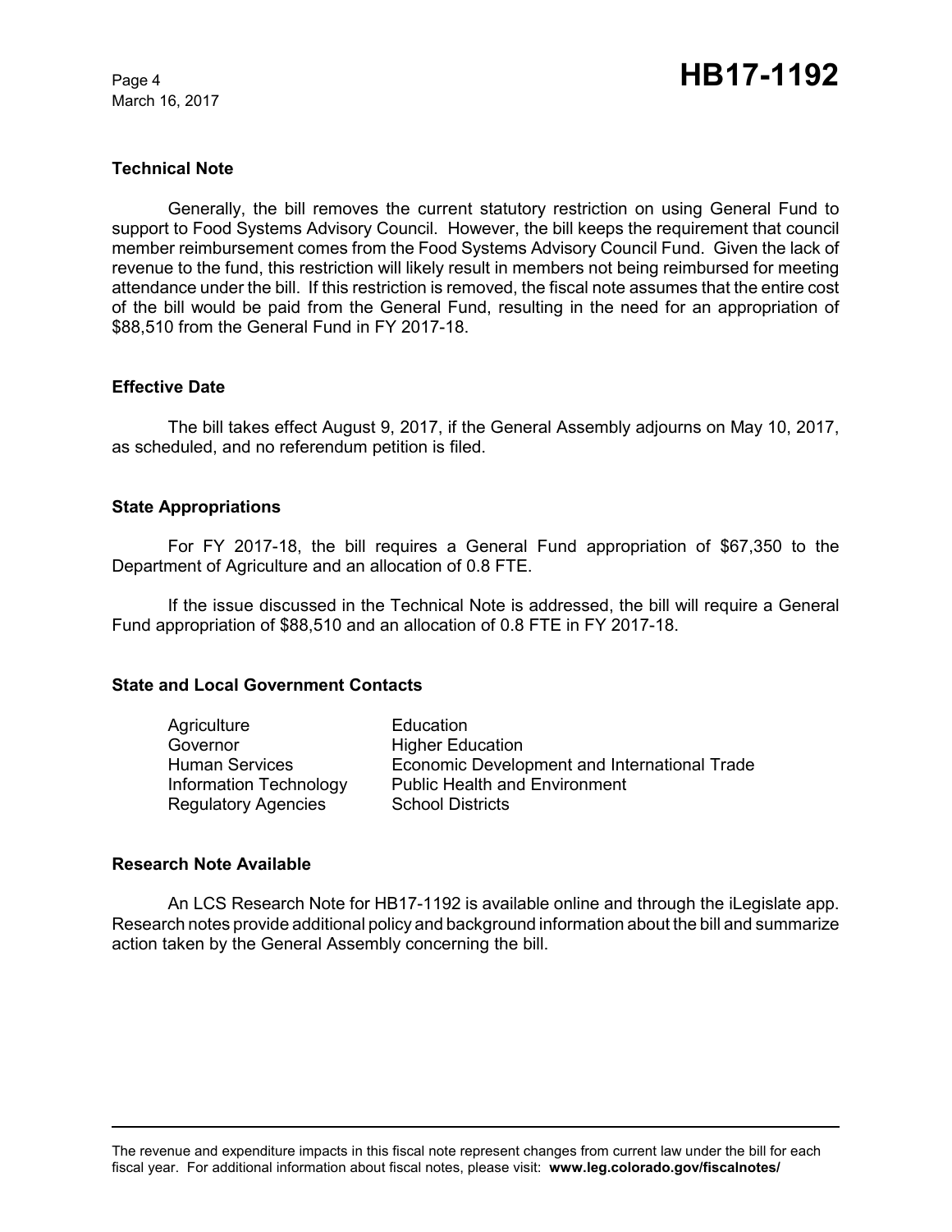### Technical Note

Generally, the bill removes the current statutory restriction on using General Fund to support to Food Systems Advisory Council. However, the bill keeps the requirement that council member reimbursement comes from the Food Systems Advisory Council Fund. Given the lack of revenue to the fund, this restriction will likely result in members not being reimbursed for meeting attendance under the bill. If this restriction is removed, the fiscal note assumes that the entire cost of the bill would be paid from the General Fund, resulting in the need for an appropriation of $88,510 from the General Fund in FY 2017-18.

### Effective Date

The bill takes effect August 9, 2017, if the General Assembly adjourns on May 10, 2017, as scheduled, and no referendum petition is filed.

### State Appropriations

For FY 2017-18, the bill requires a General Fund appropriation of $67,350 to the Department of Agriculture and an allocation of 0.8 FTE.

If the issue discussed in the Technical Note is addressed, the bill will require a General Fund appropriation of $88,510 and an allocation of 0.8 FTE in FY 2017-18.

### State and Local Government Contacts

| | |
|---|---|
| Agriculture | Education |
| Governor | Higher Education |
| Human Services | Economic Development and International Trade |
| Information Technology | Public Health and Environment |
| Regulatory Agencies | School Districts |

### Research Note Available

An LCS Research Note for HB17-1192 is available online and through the iLegislate app. Research notes provide additional policy and background information about the bill and summarize action taken by the General Assembly concerning the bill.

The revenue and expenditure impacts in this fiscal note represent changes from current law under the bill for each fiscal year. For additional information about fiscal notes, please visit: **www.leg.colorado.gov/fiscalnotes/**